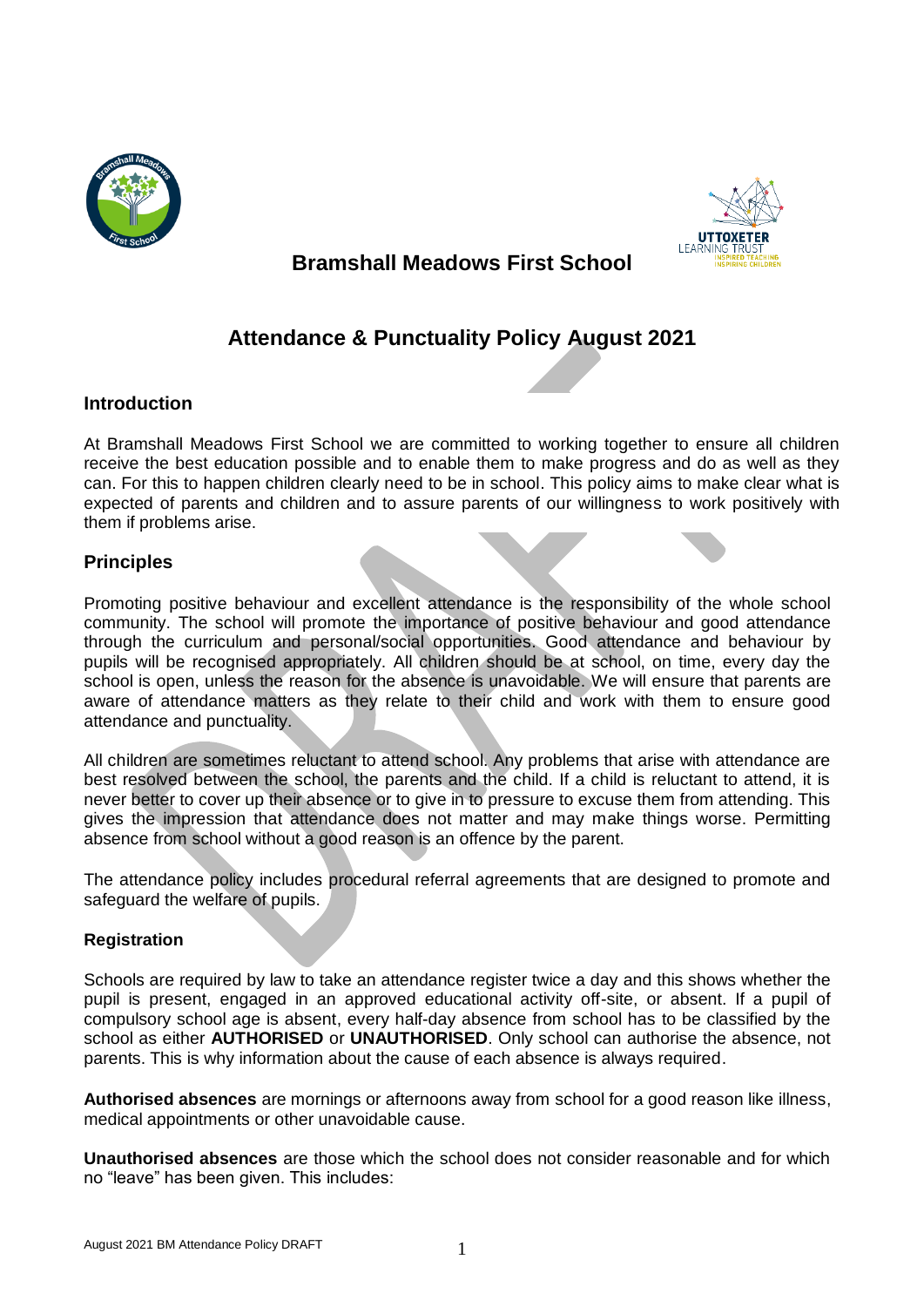# Bramshall Meadows First School

## Attendance & Punctuality Policy August 2021

### Introduction

At Bramshall Meadows First School we are committed to working together to ensure all children receive the best education possible and to enable them to make progress and do as well as they can. For this to happen children clearly need to be in school. This policy aims to make clear what is expected of parents and children and to assure parents of our willingness to work positively with them if problems arise.

### Principles

Promoting positive behaviour and excellent attendance is the responsibility of the whole school community. The school will promote the importance of positive behaviour and good attendance through the curriculum and personal/social opportunities. Good attendance and behaviour by pupils will be recognised appropriately. All children should be at school, on time, every day the school is open, unless the reason for the absence is unavoidable. We will ensure that parents are aware of attendance matters as they relate to their child and work with them to ensure good attendance and punctuality.

All children are sometimes reluctant to attend school. Any problems that arise with attendance are best resolved between the school, the parents and the child. If a child is reluctant to attend, it is never better to cover up their absence or to give in to pressure to excuse them from attending. This gives the impression that attendance does not matter and may make things worse. Permitting absence from school without a good reason is an offence by the parent.

The attendance policy includes procedural referral agreements that are designed to promote and safeguard the welfare of pupils.

#### Registration

Schools are required by law to take an attendance register twice a day and this shows whether the pupil is present, engaged in an approved educational activity off-site, or absent. If a pupil of compulsory school age is absent, every half-day absence from school has to be classified by the school as either **AUTHORISED** or **UNAUTHORISED**. Only school can authorise the absence, not parents. This is why information about the cause of each absence is always required.

**Authorised absences** are mornings or afternoons away from school for a good reason like illness, medical appointments or other unavoidable cause.

**Unauthorised absences** are those which the school does not consider reasonable and for which no "leave" has been given. This includes: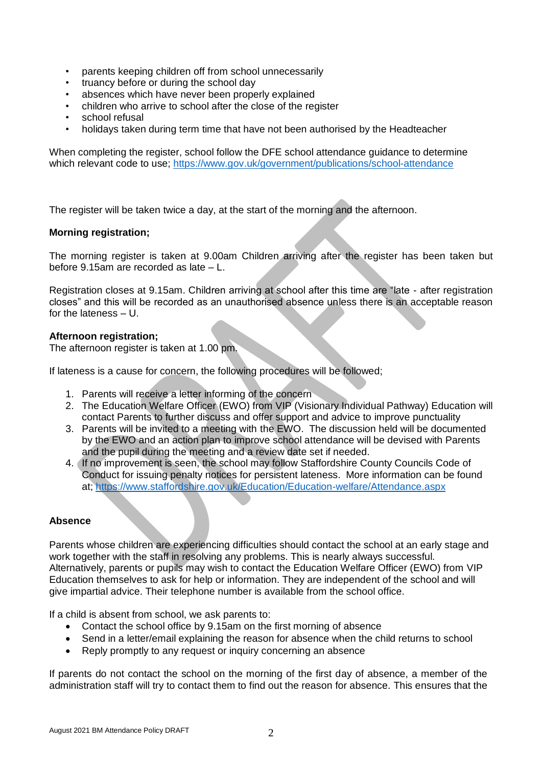- parents keeping children off from school unnecessarily
- truancy before or during the school day
- absences which have never been properly explained
- children who arrive to school after the close of the register
- school refusal
- holidays taken during term time that have not been authorised by the Headteacher

When completing the register, school follow the DFE school attendance guidance to determine which relevant code to use; https://www.gov.uk/government/publications/school-attendance

The register will be taken twice a day, at the start of the morning and the afternoon.

**Morning registration;**

The morning register is taken at 9.00am Children arriving after the register has been taken but before 9.15am are recorded as late – L.

Registration closes at 9.15am. Children arriving at school after this time are "late - after registration closes" and this will be recorded as an unauthorised absence unless there is an acceptable reason for the lateness – U.

**Afternoon registration;**

The afternoon register is taken at 1.00 pm.

If lateness is a cause for concern, the following procedures will be followed;

1. Parents will receive a letter informing of the concern
2. The Education Welfare Officer (EWO) from VIP (Visionary Individual Pathway) Education will contact Parents to further discuss and offer support and advice to improve punctuality
3. Parents will be invited to a meeting with the EWO. The discussion held will be documented by the EWO and an action plan to improve school attendance will be devised with Parents and the pupil during the meeting and a review date set if needed.
4. If no improvement is seen, the school may follow Staffordshire County Councils Code of Conduct for issuing penalty notices for persistent lateness. More information can be found at; https://www.staffordshire.gov.uk/Education/Education-welfare/Attendance.aspx

**Absence**

Parents whose children are experiencing difficulties should contact the school at an early stage and work together with the staff in resolving any problems. This is nearly always successful. Alternatively, parents or pupils may wish to contact the Education Welfare Officer (EWO) from VIP Education themselves to ask for help or information. They are independent of the school and will give impartial advice. Their telephone number is available from the school office.

If a child is absent from school, we ask parents to:

- Contact the school office by 9.15am on the first morning of absence
- Send in a letter/email explaining the reason for absence when the child returns to school
- Reply promptly to any request or inquiry concerning an absence

If parents do not contact the school on the morning of the first day of absence, a member of the administration staff will try to contact them to find out the reason for absence. This ensures that the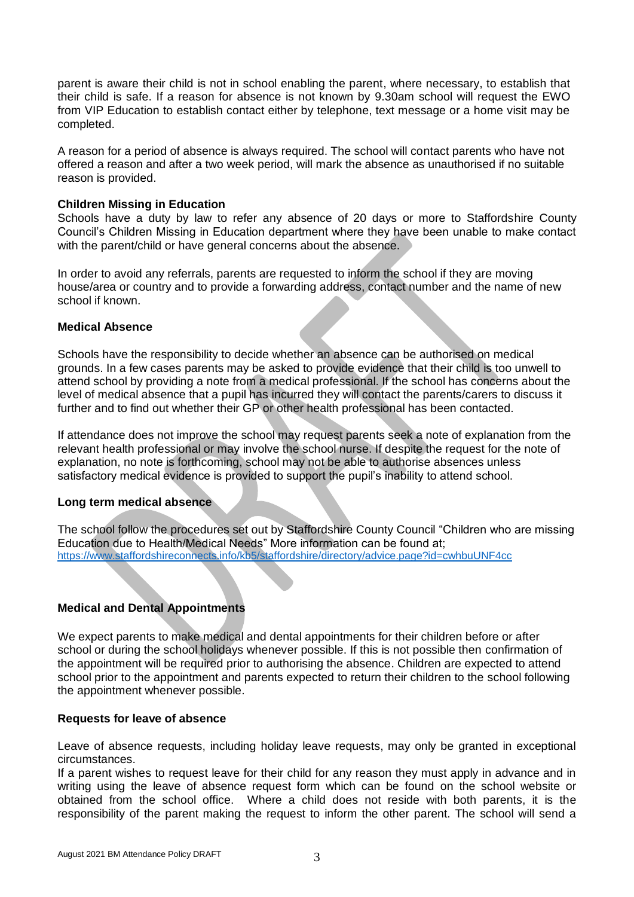parent is aware their child is not in school enabling the parent, where necessary, to establish that their child is safe. If a reason for absence is not known by 9.30am school will request the EWO from VIP Education to establish contact either by telephone, text message or a home visit may be completed.

A reason for a period of absence is always required. The school will contact parents who have not offered a reason and after a two week period, will mark the absence as unauthorised if no suitable reason is provided.

**Children Missing in Education**

Schools have a duty by law to refer any absence of 20 days or more to Staffordshire County Council's Children Missing in Education department where they have been unable to make contact with the parent/child or have general concerns about the absence.

In order to avoid any referrals, parents are requested to inform the school if they are moving house/area or country and to provide a forwarding address, contact number and the name of new school if known.

**Medical Absence**

Schools have the responsibility to decide whether an absence can be authorised on medical grounds. In a few cases parents may be asked to provide evidence that their child is too unwell to attend school by providing a note from a medical professional. If the school has concerns about the level of medical absence that a pupil has incurred they will contact the parents/carers to discuss it further and to find out whether their GP or other health professional has been contacted.

If attendance does not improve the school may request parents seek a note of explanation from the relevant health professional or may involve the school nurse. If despite the request for the note of explanation, no note is forthcoming, school may not be able to authorise absences unless satisfactory medical evidence is provided to support the pupil's inability to attend school.

**Long term medical absence**

The school follow the procedures set out by Staffordshire County Council "Children who are missing Education due to Health/Medical Needs" More information can be found at;
https://www.staffordshireconnects.info/kb5/staffordshire/directory/advice.page?id=cwhbuUNF4cc

**Medical and Dental Appointments**

We expect parents to make medical and dental appointments for their children before or after school or during the school holidays whenever possible. If this is not possible then confirmation of the appointment will be required prior to authorising the absence. Children are expected to attend school prior to the appointment and parents expected to return their children to the school following the appointment whenever possible.

**Requests for leave of absence**

Leave of absence requests, including holiday leave requests, may only be granted in exceptional circumstances.

If a parent wishes to request leave for their child for any reason they must apply in advance and in writing using the leave of absence request form which can be found on the school website or obtained from the school office. Where a child does not reside with both parents, it is the responsibility of the parent making the request to inform the other parent. The school will send a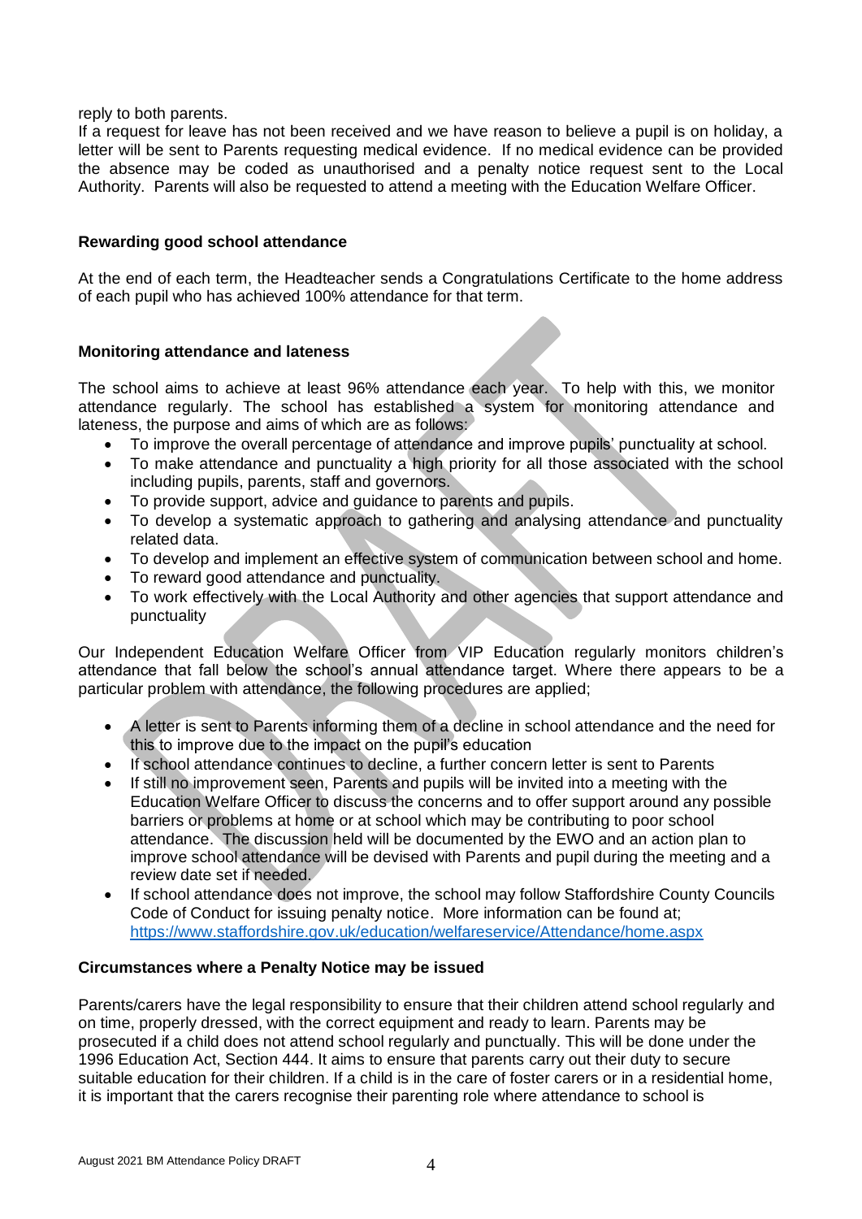reply to both parents.

If a request for leave has not been received and we have reason to believe a pupil is on holiday, a letter will be sent to Parents requesting medical evidence. If no medical evidence can be provided the absence may be coded as unauthorised and a penalty notice request sent to the Local Authority. Parents will also be requested to attend a meeting with the Education Welfare Officer.

**Rewarding good school attendance**

At the end of each term, the Headteacher sends a Congratulations Certificate to the home address of each pupil who has achieved 100% attendance for that term.

**Monitoring attendance and lateness**

The school aims to achieve at least 96% attendance each year. To help with this, we monitor attendance regularly. The school has established a system for monitoring attendance and lateness, the purpose and aims of which are as follows:

- To improve the overall percentage of attendance and improve pupils' punctuality at school.
- To make attendance and punctuality a high priority for all those associated with the school including pupils, parents, staff and governors.
- To provide support, advice and guidance to parents and pupils.
- To develop a systematic approach to gathering and analysing attendance and punctuality related data.
- To develop and implement an effective system of communication between school and home.
- To reward good attendance and punctuality.
- To work effectively with the Local Authority and other agencies that support attendance and punctuality

Our Independent Education Welfare Officer from VIP Education regularly monitors children's attendance that fall below the school's annual attendance target. Where there appears to be a particular problem with attendance, the following procedures are applied;

- A letter is sent to Parents informing them of a decline in school attendance and the need for this to improve due to the impact on the pupil's education
- If school attendance continues to decline, a further concern letter is sent to Parents
- If still no improvement seen, Parents and pupils will be invited into a meeting with the Education Welfare Officer to discuss the concerns and to offer support around any possible barriers or problems at home or at school which may be contributing to poor school attendance. The discussion held will be documented by the EWO and an action plan to improve school attendance will be devised with Parents and pupil during the meeting and a review date set if needed.
- If school attendance does not improve, the school may follow Staffordshire County Councils Code of Conduct for issuing penalty notice. More information can be found at; https://www.staffordshire.gov.uk/education/welfareservice/Attendance/home.aspx

**Circumstances where a Penalty Notice may be issued**

Parents/carers have the legal responsibility to ensure that their children attend school regularly and on time, properly dressed, with the correct equipment and ready to learn. Parents may be prosecuted if a child does not attend school regularly and punctually. This will be done under the 1996 Education Act, Section 444. It aims to ensure that parents carry out their duty to secure suitable education for their children. If a child is in the care of foster carers or in a residential home, it is important that the carers recognise their parenting role where attendance to school is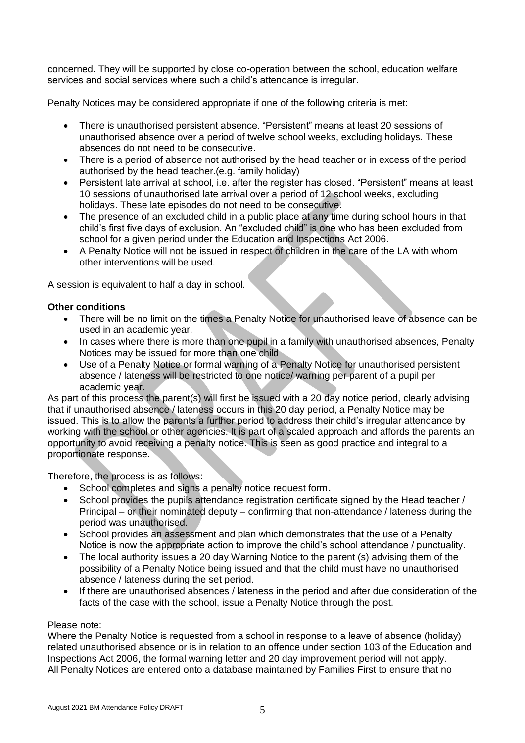concerned. They will be supported by close co-operation between the school, education welfare services and social services where such a child's attendance is irregular.

Penalty Notices may be considered appropriate if one of the following criteria is met:

- There is unauthorised persistent absence. "Persistent" means at least 20 sessions of unauthorised absence over a period of twelve school weeks, excluding holidays. These absences do not need to be consecutive.
- There is a period of absence not authorised by the head teacher or in excess of the period authorised by the head teacher.(e.g. family holiday)
- Persistent late arrival at school, i.e. after the register has closed. "Persistent" means at least 10 sessions of unauthorised late arrival over a period of 12 school weeks, excluding holidays. These late episodes do not need to be consecutive.
- The presence of an excluded child in a public place at any time during school hours in that child's first five days of exclusion. An "excluded child" is one who has been excluded from school for a given period under the Education and Inspections Act 2006.
- A Penalty Notice will not be issued in respect of children in the care of the LA with whom other interventions will be used.

A session is equivalent to half a day in school.

**Other conditions**

- There will be no limit on the times a Penalty Notice for unauthorised leave of absence can be used in an academic year.
- In cases where there is more than one pupil in a family with unauthorised absences, Penalty Notices may be issued for more than one child
- Use of a Penalty Notice or formal warning of a Penalty Notice for unauthorised persistent absence / lateness will be restricted to one notice/ warning per parent of a pupil per academic year.

As part of this process the parent(s) will first be issued with a 20 day notice period, clearly advising that if unauthorised absence / lateness occurs in this 20 day period, a Penalty Notice may be issued. This is to allow the parents a further period to address their child's irregular attendance by working with the school or other agencies. It is part of a scaled approach and affords the parents an opportunity to avoid receiving a penalty notice. This is seen as good practice and integral to a proportionate response.

Therefore, the process is as follows:

- School completes and signs a penalty notice request form**.**
- School provides the pupils attendance registration certificate signed by the Head teacher / Principal – or their nominated deputy – confirming that non-attendance / lateness during the period was unauthorised.
- School provides an assessment and plan which demonstrates that the use of a Penalty Notice is now the appropriate action to improve the child's school attendance / punctuality.
- The local authority issues a 20 day Warning Notice to the parent (s) advising them of the possibility of a Penalty Notice being issued and that the child must have no unauthorised absence / lateness during the set period.
- If there are unauthorised absences / lateness in the period and after due consideration of the facts of the case with the school, issue a Penalty Notice through the post.

Please note:
Where the Penalty Notice is requested from a school in response to a leave of absence (holiday) related unauthorised absence or is in relation to an offence under section 103 of the Education and Inspections Act 2006, the formal warning letter and 20 day improvement period will not apply.
All Penalty Notices are entered onto a database maintained by Families First to ensure that no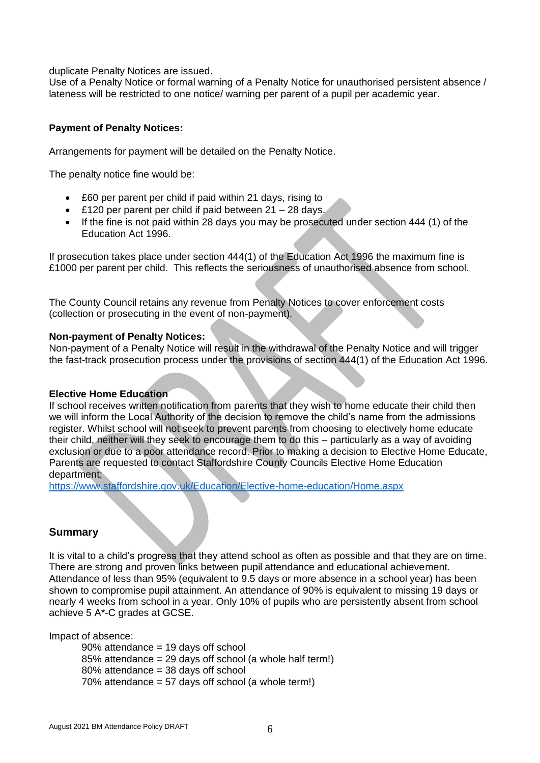duplicate Penalty Notices are issued.
Use of a Penalty Notice or formal warning of a Penalty Notice for unauthorised persistent absence / lateness will be restricted to one notice/ warning per parent of a pupil per academic year.

**Payment of Penalty Notices:**

Arrangements for payment will be detailed on the Penalty Notice.

The penalty notice fine would be:

- £60 per parent per child if paid within 21 days, rising to
- £120 per parent per child if paid between 21 – 28 days.
- If the fine is not paid within 28 days you may be prosecuted under section 444 (1) of the Education Act 1996.

If prosecution takes place under section 444(1) of the Education Act 1996 the maximum fine is £1000 per parent per child. This reflects the seriousness of unauthorised absence from school.

The County Council retains any revenue from Penalty Notices to cover enforcement costs (collection or prosecuting in the event of non-payment).

**Non-payment of Penalty Notices:**
Non-payment of a Penalty Notice will result in the withdrawal of the Penalty Notice and will trigger the fast-track prosecution process under the provisions of section 444(1) of the Education Act 1996.

**Elective Home Education**
If school receives written notification from parents that they wish to home educate their child then we will inform the Local Authority of the decision to remove the child's name from the admissions register. Whilst school will not seek to prevent parents from choosing to electively home educate their child, neither will they seek to encourage them to do this – particularly as a way of avoiding exclusion or due to a poor attendance record. Prior to making a decision to Elective Home Educate, Parents are requested to contact Staffordshire County Councils Elective Home Education department;
https://www.staffordshire.gov.uk/Education/Elective-home-education/Home.aspx

## Summary

It is vital to a child's progress that they attend school as often as possible and that they are on time. There are strong and proven links between pupil attendance and educational achievement. Attendance of less than 95% (equivalent to 9.5 days or more absence in a school year) has been shown to compromise pupil attainment. An attendance of 90% is equivalent to missing 19 days or nearly 4 weeks from school in a year. Only 10% of pupils who are persistently absent from school achieve 5 A*-C grades at GCSE.

Impact of absence:

90% attendance = 19 days off school
85% attendance = 29 days off school (a whole half term!)
80% attendance = 38 days off school
70% attendance = 57 days off school (a whole term!)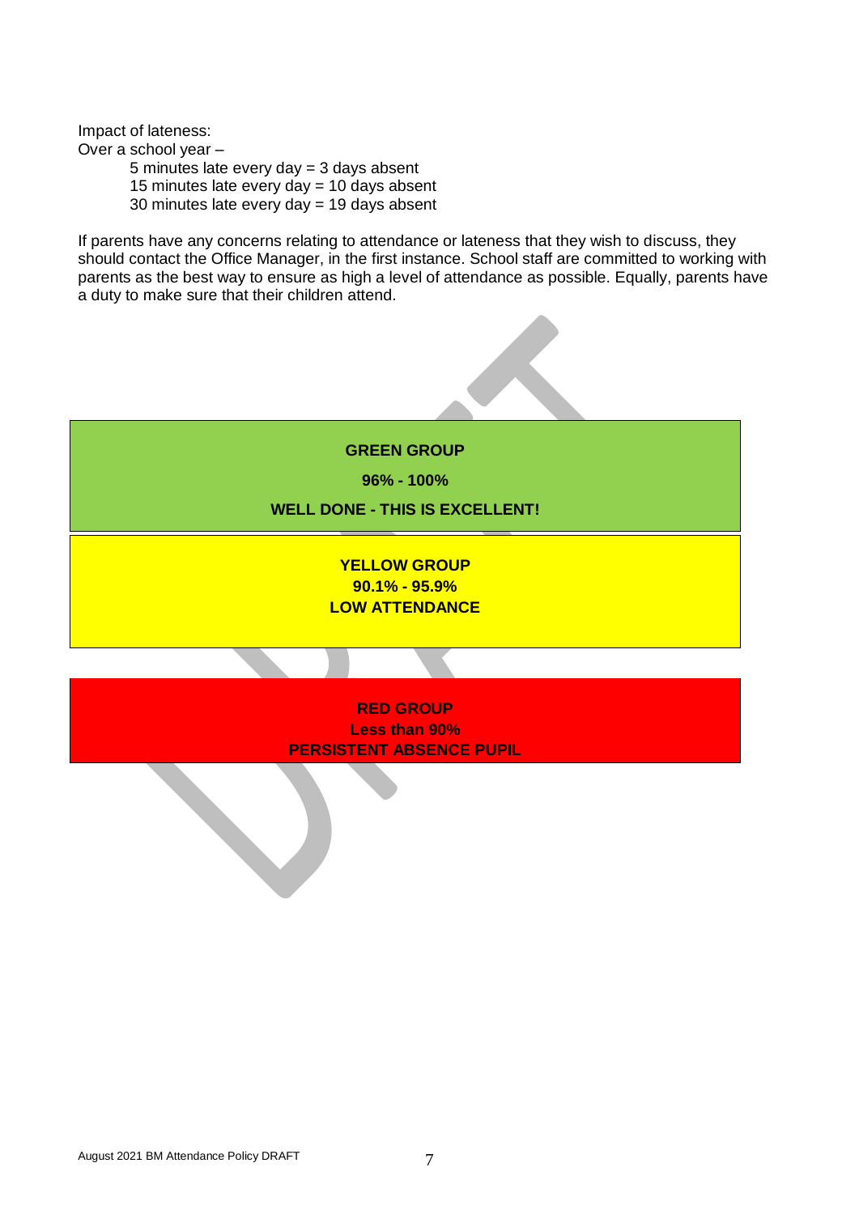Impact of lateness:
Over a school year –

5 minutes late every day = 3 days absent
15 minutes late every day = 10 days absent
30 minutes late every day = 19 days absent

If parents have any concerns relating to attendance or lateness that they wish to discuss, they should contact the Office Manager, in the first instance. School staff are committed to working with parents as the best way to ensure as high a level of attendance as possible. Equally, parents have a duty to make sure that their children attend.

**GREEN GROUP**

**96% - 100%**

**WELL DONE - THIS IS EXCELLENT!**

**YELLOW GROUP**
**90.1% - 95.9%**
**LOW ATTENDANCE**

**RED GROUP**
**Less than 90%**
**PERSISTENT ABSENCE PUPIL**